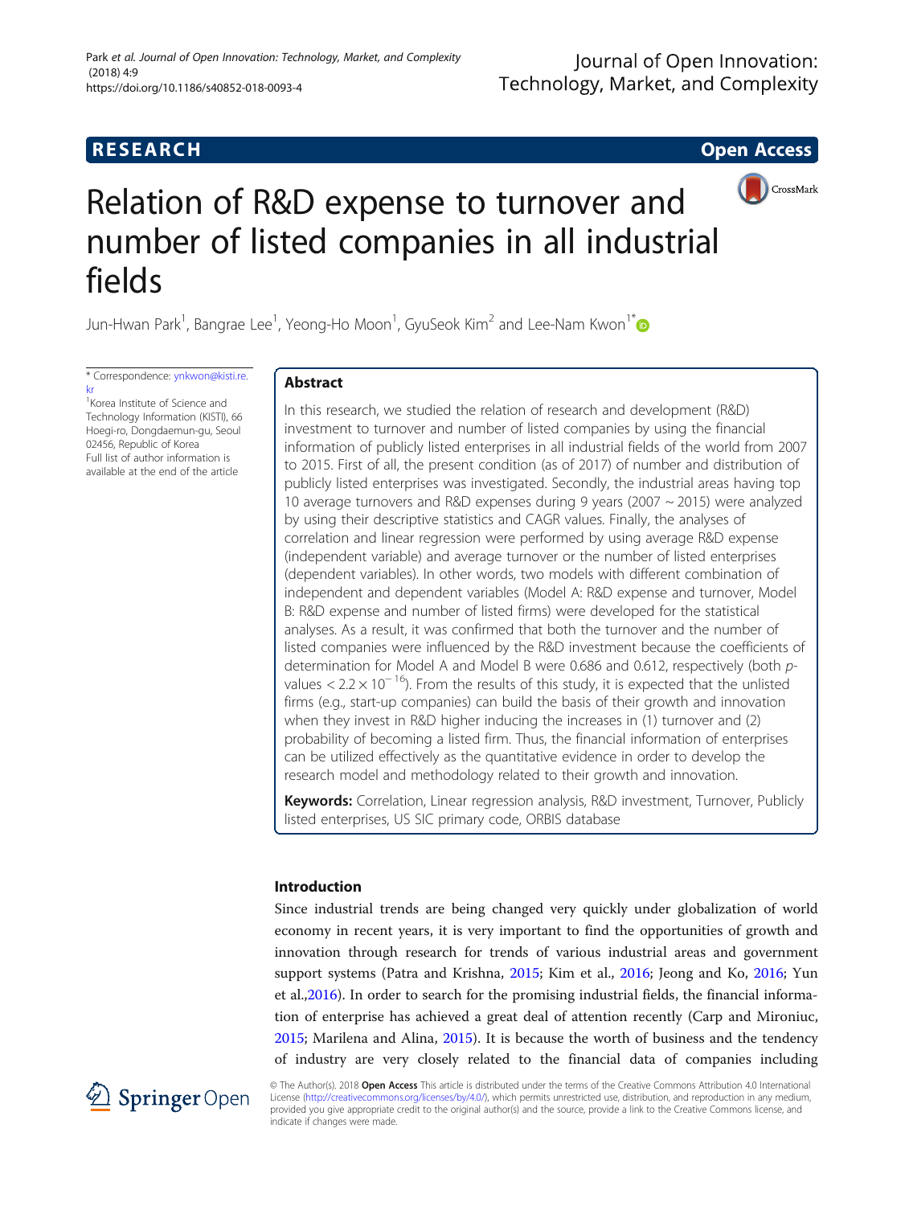# Relation of R&D expense to turnover and number of listed companies in all industrial fields

Jun-Hwan Park[1], Bangrae Lee[1], Yeong-Ho Moon[1], GyuSeok Kim[2] and Lee-Nam Kwon[1*]

* Correspondence: ynkwon@kisti.re.kr
[1]Korea Institute of Science and Technology Information (KISTI), 66 Hoegi-ro, Dongdaemun-gu, Seoul 02456, Republic of Korea
Full list of author information is available at the end of the article

## Abstract

In this research, we studied the relation of research and development (R&D) investment to turnover and number of listed companies by using the financial information of publicly listed enterprises in all industrial fields of the world from 2007 to 2015. First of all, the present condition (as of 2017) of number and distribution of publicly listed enterprises was investigated. Secondly, the industrial areas having top 10 average turnovers and R&D expenses during 9 years (2007 ~ 2015) were analyzed by using their descriptive statistics and CAGR values. Finally, the analyses of correlation and linear regression were performed by using average R&D expense (independent variable) and average turnover or the number of listed enterprises (dependent variables). In other words, two models with different combination of independent and dependent variables (Model A: R&D expense and turnover, Model B: R&D expense and number of listed firms) were developed for the statistical analyses. As a result, it was confirmed that both the turnover and the number of listed companies were influenced by the R&D investment because the coefficients of determination for Model A and Model B were 0.686 and 0.612, respectively (both *p*-values $< 2.2 \times 10^{-16}$). From the results of this study, it is expected that the unlisted firms (e.g., start-up companies) can build the basis of their growth and innovation when they invest in R&D higher inducing the increases in (1) turnover and (2) probability of becoming a listed firm. Thus, the financial information of enterprises can be utilized effectively as the quantitative evidence in order to develop the research model and methodology related to their growth and innovation.

**Keywords:** Correlation, Linear regression analysis, R&D investment, Turnover, Publicly listed enterprises, US SIC primary code, ORBIS database

## Introduction

Since industrial trends are being changed very quickly under globalization of world economy in recent years, it is very important to find the opportunities of growth and innovation through research for trends of various industrial areas and government support systems (Patra and Krishna, 2015; Kim et al., 2016; Jeong and Ko, 2016; Yun et al.,2016). In order to search for the promising industrial fields, the financial information of enterprise has achieved a great deal of attention recently (Carp and Mironiuc, 2015; Marilena and Alina, 2015). It is because the worth of business and the tendency of industry are very closely related to the financial data of companies including

© The Author(s). 2018 **Open Access** This article is distributed under the terms of the Creative Commons Attribution 4.0 International License (http://creativecommons.org/licenses/by/4.0/), which permits unrestricted use, distribution, and reproduction in any medium, provided you give appropriate credit to the original author(s) and the source, provide a link to the Creative Commons license, and indicate if changes were made.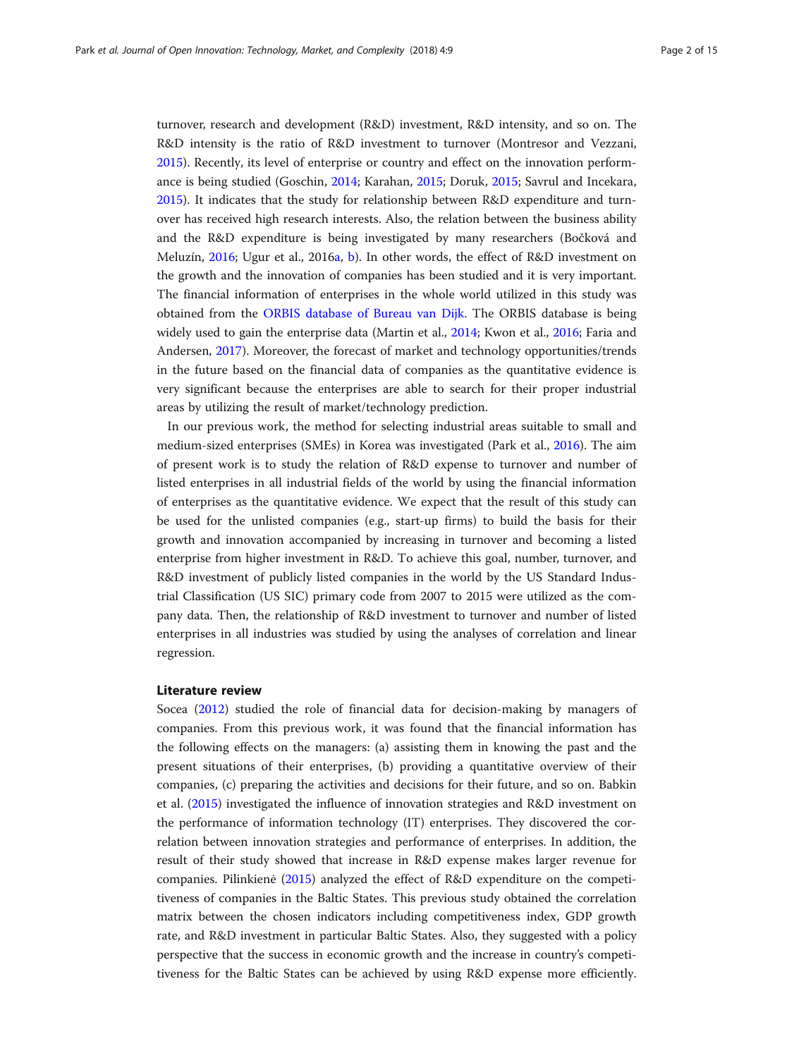turnover, research and development (R&D) investment, R&D intensity, and so on. The R&D intensity is the ratio of R&D investment to turnover (Montresor and Vezzani, 2015). Recently, its level of enterprise or country and effect on the innovation performance is being studied (Goschin, 2014; Karahan, 2015; Doruk, 2015; Savrul and Incekara, 2015). It indicates that the study for relationship between R&D expenditure and turnover has received high research interests. Also, the relation between the business ability and the R&D expenditure is being investigated by many researchers (Bočková and Meluzín, 2016; Ugur et al., 2016a, b). In other words, the effect of R&D investment on the growth and the innovation of companies has been studied and it is very important. The financial information of enterprises in the whole world utilized in this study was obtained from the ORBIS database of Bureau van Dijk. The ORBIS database is being widely used to gain the enterprise data (Martin et al., 2014; Kwon et al., 2016; Faria and Andersen, 2017). Moreover, the forecast of market and technology opportunities/trends in the future based on the financial data of companies as the quantitative evidence is very significant because the enterprises are able to search for their proper industrial areas by utilizing the result of market/technology prediction.

In our previous work, the method for selecting industrial areas suitable to small and medium-sized enterprises (SMEs) in Korea was investigated (Park et al., 2016). The aim of present work is to study the relation of R&D expense to turnover and number of listed enterprises in all industrial fields of the world by using the financial information of enterprises as the quantitative evidence. We expect that the result of this study can be used for the unlisted companies (e.g., start-up firms) to build the basis for their growth and innovation accompanied by increasing in turnover and becoming a listed enterprise from higher investment in R&D. To achieve this goal, number, turnover, and R&D investment of publicly listed companies in the world by the US Standard Industrial Classification (US SIC) primary code from 2007 to 2015 were utilized as the company data. Then, the relationship of R&D investment to turnover and number of listed enterprises in all industries was studied by using the analyses of correlation and linear regression.

## Literature review

Socea (2012) studied the role of financial data for decision-making by managers of companies. From this previous work, it was found that the financial information has the following effects on the managers: (a) assisting them in knowing the past and the present situations of their enterprises, (b) providing a quantitative overview of their companies, (c) preparing the activities and decisions for their future, and so on. Babkin et al. (2015) investigated the influence of innovation strategies and R&D investment on the performance of information technology (IT) enterprises. They discovered the correlation between innovation strategies and performance of enterprises. In addition, the result of their study showed that increase in R&D expense makes larger revenue for companies. Pilinkienė (2015) analyzed the effect of R&D expenditure on the competitiveness of companies in the Baltic States. This previous study obtained the correlation matrix between the chosen indicators including competitiveness index, GDP growth rate, and R&D investment in particular Baltic States. Also, they suggested with a policy perspective that the success in economic growth and the increase in country's competitiveness for the Baltic States can be achieved by using R&D expense more efficiently.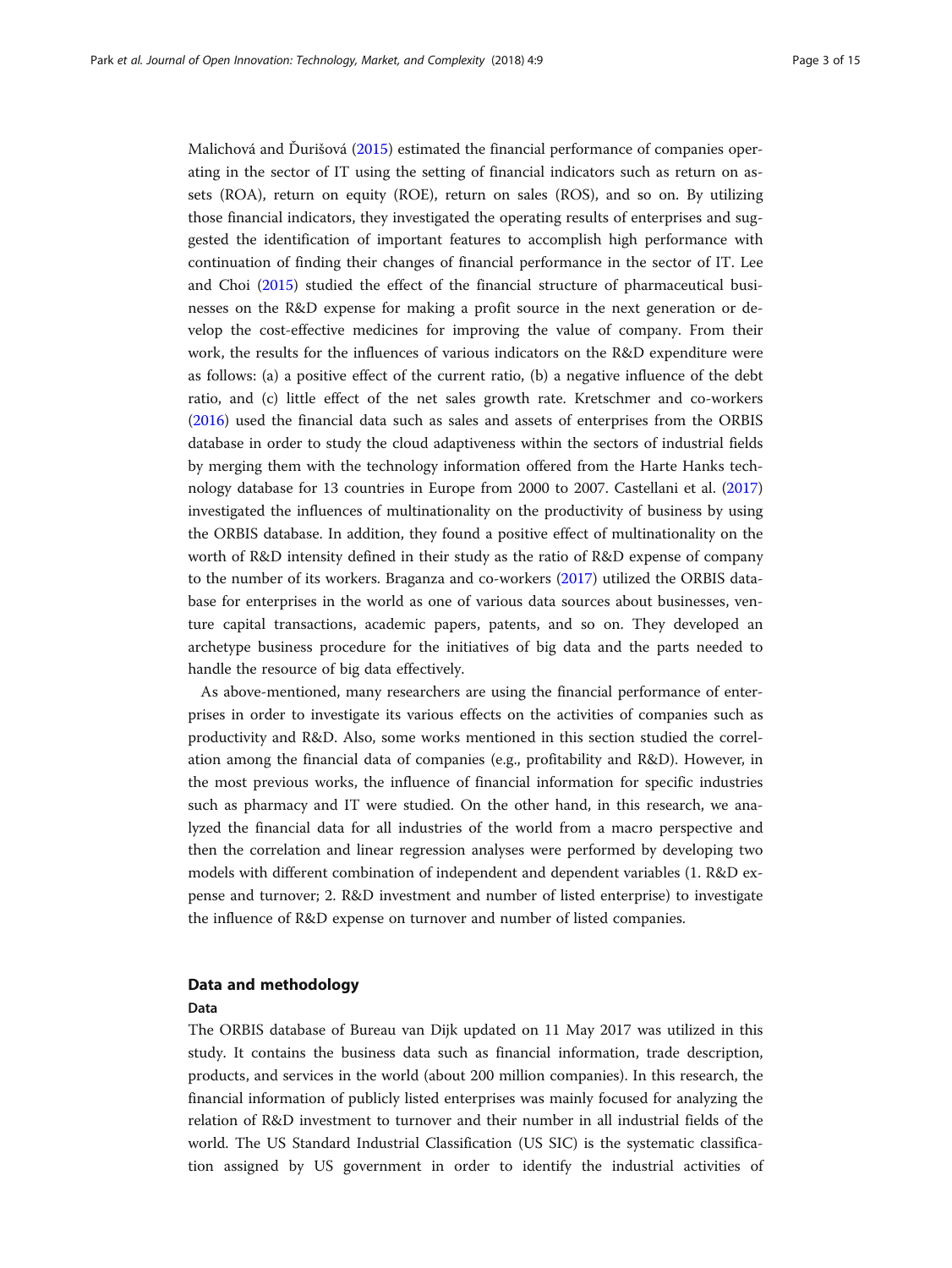Malichová and Ďurišová (2015) estimated the financial performance of companies operating in the sector of IT using the setting of financial indicators such as return on assets (ROA), return on equity (ROE), return on sales (ROS), and so on. By utilizing those financial indicators, they investigated the operating results of enterprises and suggested the identification of important features to accomplish high performance with continuation of finding their changes of financial performance in the sector of IT. Lee and Choi (2015) studied the effect of the financial structure of pharmaceutical businesses on the R&D expense for making a profit source in the next generation or develop the cost-effective medicines for improving the value of company. From their work, the results for the influences of various indicators on the R&D expenditure were as follows: (a) a positive effect of the current ratio, (b) a negative influence of the debt ratio, and (c) little effect of the net sales growth rate. Kretschmer and co-workers (2016) used the financial data such as sales and assets of enterprises from the ORBIS database in order to study the cloud adaptiveness within the sectors of industrial fields by merging them with the technology information offered from the Harte Hanks technology database for 13 countries in Europe from 2000 to 2007. Castellani et al. (2017) investigated the influences of multinationality on the productivity of business by using the ORBIS database. In addition, they found a positive effect of multinationality on the worth of R&D intensity defined in their study as the ratio of R&D expense of company to the number of its workers. Braganza and co-workers (2017) utilized the ORBIS database for enterprises in the world as one of various data sources about businesses, venture capital transactions, academic papers, patents, and so on. They developed an archetype business procedure for the initiatives of big data and the parts needed to handle the resource of big data effectively.

As above-mentioned, many researchers are using the financial performance of enterprises in order to investigate its various effects on the activities of companies such as productivity and R&D. Also, some works mentioned in this section studied the correlation among the financial data of companies (e.g., profitability and R&D). However, in the most previous works, the influence of financial information for specific industries such as pharmacy and IT were studied. On the other hand, in this research, we analyzed the financial data for all industries of the world from a macro perspective and then the correlation and linear regression analyses were performed by developing two models with different combination of independent and dependent variables (1. R&D expense and turnover; 2. R&D investment and number of listed enterprise) to investigate the influence of R&D expense on turnover and number of listed companies.

## Data and methodology

### Data

The ORBIS database of Bureau van Dijk updated on 11 May 2017 was utilized in this study. It contains the business data such as financial information, trade description, products, and services in the world (about 200 million companies). In this research, the financial information of publicly listed enterprises was mainly focused for analyzing the relation of R&D investment to turnover and their number in all industrial fields of the world. The US Standard Industrial Classification (US SIC) is the systematic classification assigned by US government in order to identify the industrial activities of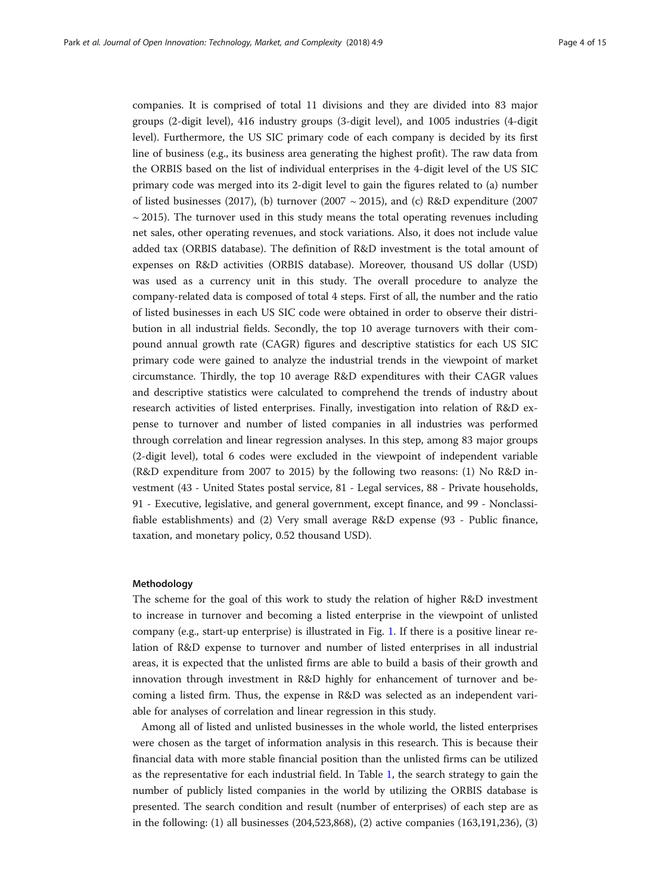companies. It is comprised of total 11 divisions and they are divided into 83 major groups (2-digit level), 416 industry groups (3-digit level), and 1005 industries (4-digit level). Furthermore, the US SIC primary code of each company is decided by its first line of business (e.g., its business area generating the highest profit). The raw data from the ORBIS based on the list of individual enterprises in the 4-digit level of the US SIC primary code was merged into its 2-digit level to gain the figures related to (a) number of listed businesses (2017), (b) turnover (2007 ~ 2015), and (c) R&D expenditure (2007 ~ 2015). The turnover used in this study means the total operating revenues including net sales, other operating revenues, and stock variations. Also, it does not include value added tax (ORBIS database). The definition of R&D investment is the total amount of expenses on R&D activities (ORBIS database). Moreover, thousand US dollar (USD) was used as a currency unit in this study. The overall procedure to analyze the company-related data is composed of total 4 steps. First of all, the number and the ratio of listed businesses in each US SIC code were obtained in order to observe their distribution in all industrial fields. Secondly, the top 10 average turnovers with their compound annual growth rate (CAGR) figures and descriptive statistics for each US SIC primary code were gained to analyze the industrial trends in the viewpoint of market circumstance. Thirdly, the top 10 average R&D expenditures with their CAGR values and descriptive statistics were calculated to comprehend the trends of industry about research activities of listed enterprises. Finally, investigation into relation of R&D expense to turnover and number of listed companies in all industries was performed through correlation and linear regression analyses. In this step, among 83 major groups (2-digit level), total 6 codes were excluded in the viewpoint of independent variable (R&D expenditure from 2007 to 2015) by the following two reasons: (1) No R&D investment (43 - United States postal service, 81 - Legal services, 88 - Private households, 91 - Executive, legislative, and general government, except finance, and 99 - Nonclassifiable establishments) and (2) Very small average R&D expense (93 - Public finance, taxation, and monetary policy, 0.52 thousand USD).

### Methodology

The scheme for the goal of this work to study the relation of higher R&D investment to increase in turnover and becoming a listed enterprise in the viewpoint of unlisted company (e.g., start-up enterprise) is illustrated in Fig. 1. If there is a positive linear relation of R&D expense to turnover and number of listed enterprises in all industrial areas, it is expected that the unlisted firms are able to build a basis of their growth and innovation through investment in R&D highly for enhancement of turnover and becoming a listed firm. Thus, the expense in R&D was selected as an independent variable for analyses of correlation and linear regression in this study.

Among all of listed and unlisted businesses in the whole world, the listed enterprises were chosen as the target of information analysis in this research. This is because their financial data with more stable financial position than the unlisted firms can be utilized as the representative for each industrial field. In Table 1, the search strategy to gain the number of publicly listed companies in the world by utilizing the ORBIS database is presented. The search condition and result (number of enterprises) of each step are as in the following: (1) all businesses (204,523,868), (2) active companies (163,191,236), (3)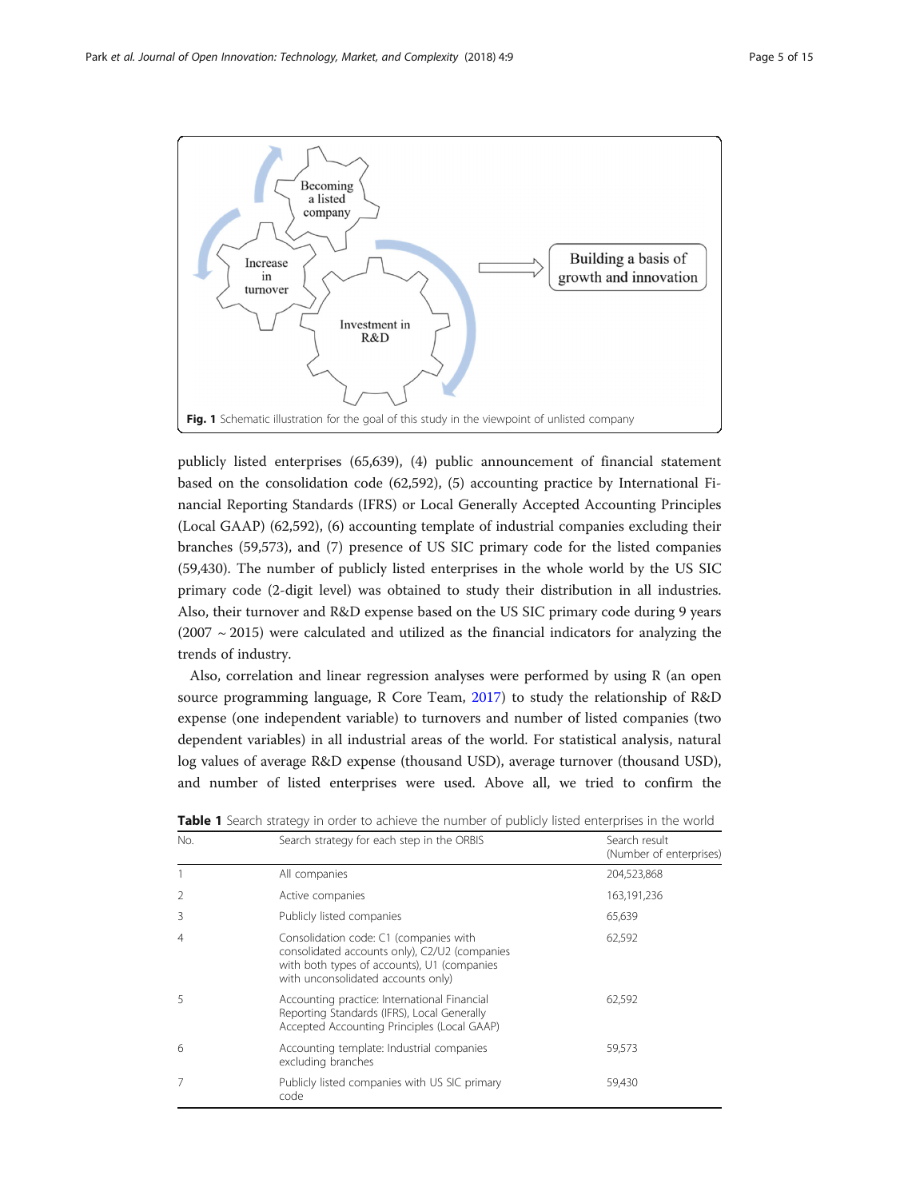Fig. 1 Schematic illustration for the goal of this study in the viewpoint of unlisted company

publicly listed enterprises (65,639), (4) public announcement of financial statement based on the consolidation code (62,592), (5) accounting practice by International Financial Reporting Standards (IFRS) or Local Generally Accepted Accounting Principles (Local GAAP) (62,592), (6) accounting template of industrial companies excluding their branches (59,573), and (7) presence of US SIC primary code for the listed companies (59,430). The number of publicly listed enterprises in the whole world by the US SIC primary code (2-digit level) was obtained to study their distribution in all industries. Also, their turnover and R&D expense based on the US SIC primary code during 9 years (2007 ~ 2015) were calculated and utilized as the financial indicators for analyzing the trends of industry.

Also, correlation and linear regression analyses were performed by using R (an open source programming language, R Core Team, 2017) to study the relationship of R&D expense (one independent variable) to turnovers and number of listed companies (two dependent variables) in all industrial areas of the world. For statistical analysis, natural log values of average R&D expense (thousand USD), average turnover (thousand USD), and number of listed enterprises were used. Above all, we tried to confirm the

**Table 1** Search strategy in order to achieve the number of publicly listed enterprises in the world

| No. | Search strategy for each step in the ORBIS | Search result (Number of enterprises) |
|---|---|---|
| 1 | All companies | 204,523,868 |
| 2 | Active companies | 163,191,236 |
| 3 | Publicly listed companies | 65,639 |
| 4 | Consolidation code: C1 (companies with consolidated accounts only), C2/U2 (companies with both types of accounts), U1 (companies with unconsolidated accounts only) | 62,592 |
| 5 | Accounting practice: International Financial Reporting Standards (IFRS), Local Generally Accepted Accounting Principles (Local GAAP) | 62,592 |
| 6 | Accounting template: Industrial companies excluding branches | 59,573 |
| 7 | Publicly listed companies with US SIC primary code | 59,430 |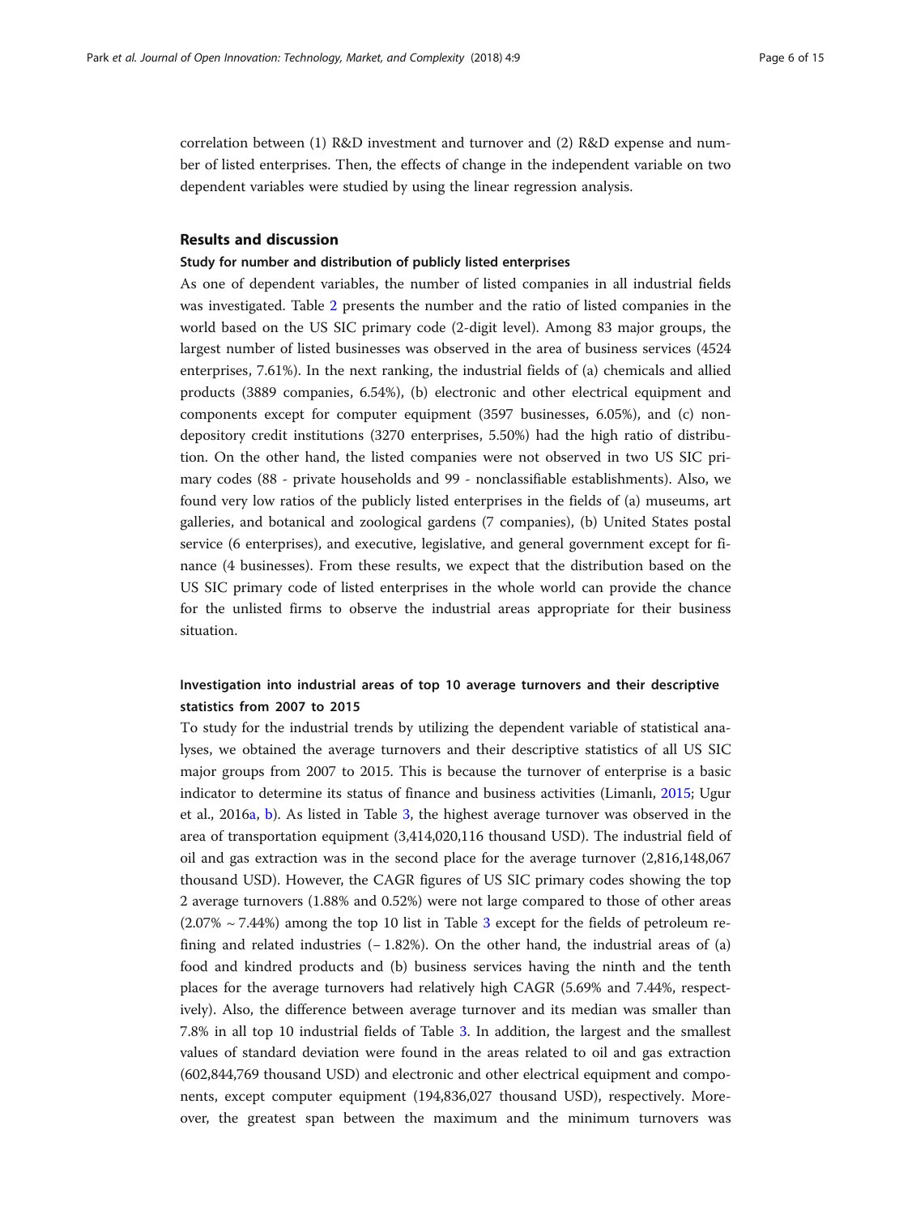correlation between (1) R&D investment and turnover and (2) R&D expense and number of listed enterprises. Then, the effects of change in the independent variable on two dependent variables were studied by using the linear regression analysis.

## Results and discussion

### Study for number and distribution of publicly listed enterprises

As one of dependent variables, the number of listed companies in all industrial fields was investigated. Table 2 presents the number and the ratio of listed companies in the world based on the US SIC primary code (2-digit level). Among 83 major groups, the largest number of listed businesses was observed in the area of business services (4524 enterprises, 7.61%). In the next ranking, the industrial fields of (a) chemicals and allied products (3889 companies, 6.54%), (b) electronic and other electrical equipment and components except for computer equipment (3597 businesses, 6.05%), and (c) nondepository credit institutions (3270 enterprises, 5.50%) had the high ratio of distribution. On the other hand, the listed companies were not observed in two US SIC primary codes (88 - private households and 99 - nonclassifiable establishments). Also, we found very low ratios of the publicly listed enterprises in the fields of (a) museums, art galleries, and botanical and zoological gardens (7 companies), (b) United States postal service (6 enterprises), and executive, legislative, and general government except for finance (4 businesses). From these results, we expect that the distribution based on the US SIC primary code of listed enterprises in the whole world can provide the chance for the unlisted firms to observe the industrial areas appropriate for their business situation.

### Investigation into industrial areas of top 10 average turnovers and their descriptive statistics from 2007 to 2015

To study for the industrial trends by utilizing the dependent variable of statistical analyses, we obtained the average turnovers and their descriptive statistics of all US SIC major groups from 2007 to 2015. This is because the turnover of enterprise is a basic indicator to determine its status of finance and business activities (Limanlı, 2015; Ugur et al., 2016a, b). As listed in Table 3, the highest average turnover was observed in the area of transportation equipment (3,414,020,116 thousand USD). The industrial field of oil and gas extraction was in the second place for the average turnover (2,816,148,067 thousand USD). However, the CAGR figures of US SIC primary codes showing the top 2 average turnovers (1.88% and 0.52%) were not large compared to those of other areas (2.07% ~ 7.44%) among the top 10 list in Table 3 except for the fields of petroleum refining and related industries (− 1.82%). On the other hand, the industrial areas of (a) food and kindred products and (b) business services having the ninth and the tenth places for the average turnovers had relatively high CAGR (5.69% and 7.44%, respectively). Also, the difference between average turnover and its median was smaller than 7.8% in all top 10 industrial fields of Table 3. In addition, the largest and the smallest values of standard deviation were found in the areas related to oil and gas extraction (602,844,769 thousand USD) and electronic and other electrical equipment and components, except computer equipment (194,836,027 thousand USD), respectively. Moreover, the greatest span between the maximum and the minimum turnovers was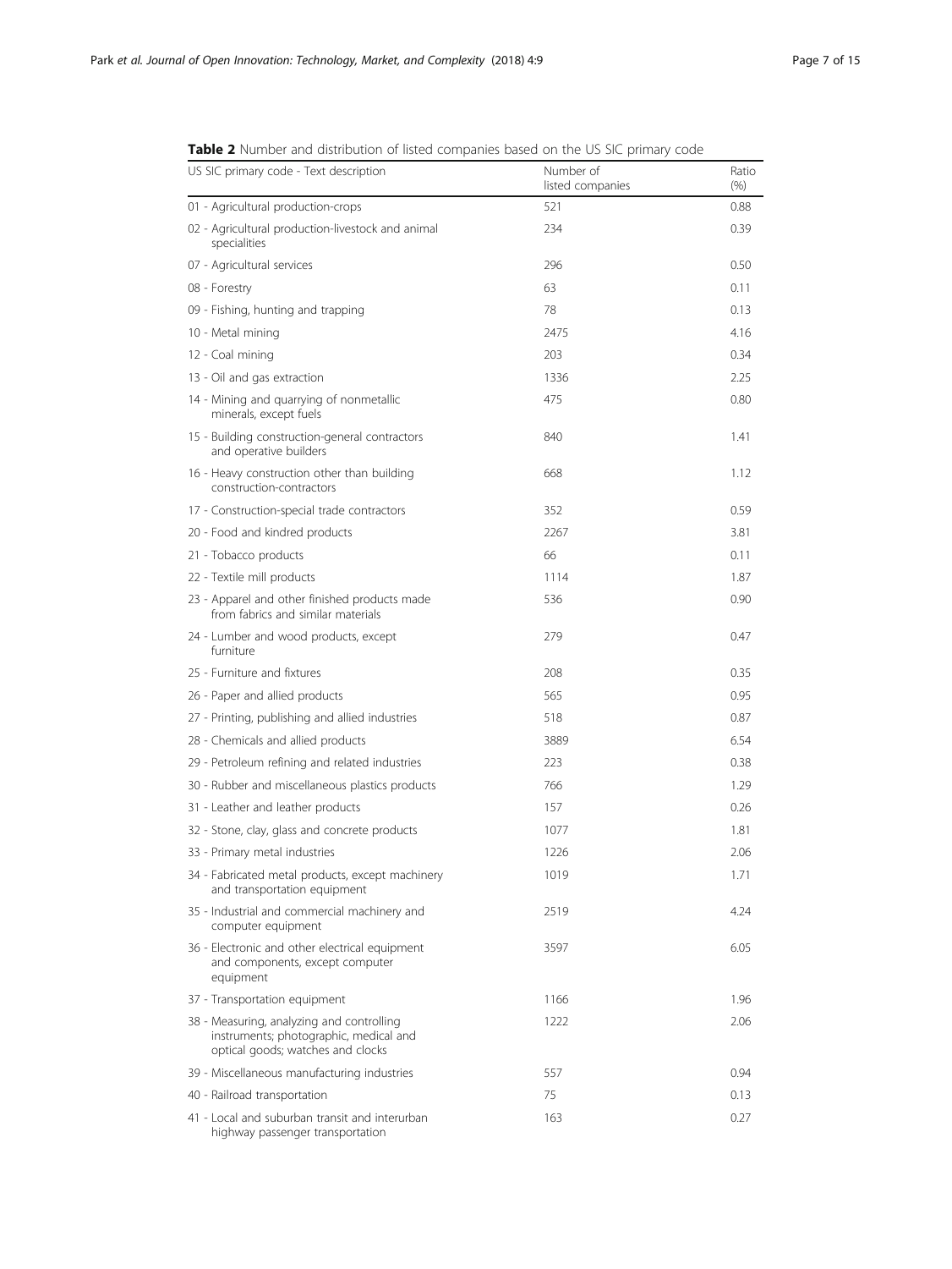**Table 2** Number and distribution of listed companies based on the US SIC primary code

| US SIC primary code - Text description | Number of listed companies | Ratio (%) |
|---|---|---|
| 01 - Agricultural production-crops | 521 | 0.88 |
| 02 - Agricultural production-livestock and animal specialities | 234 | 0.39 |
| 07 - Agricultural services | 296 | 0.50 |
| 08 - Forestry | 63 | 0.11 |
| 09 - Fishing, hunting and trapping | 78 | 0.13 |
| 10 - Metal mining | 2475 | 4.16 |
| 12 - Coal mining | 203 | 0.34 |
| 13 - Oil and gas extraction | 1336 | 2.25 |
| 14 - Mining and quarrying of nonmetallic minerals, except fuels | 475 | 0.80 |
| 15 - Building construction-general contractors and operative builders | 840 | 1.41 |
| 16 - Heavy construction other than building construction-contractors | 668 | 1.12 |
| 17 - Construction-special trade contractors | 352 | 0.59 |
| 20 - Food and kindred products | 2267 | 3.81 |
| 21 - Tobacco products | 66 | 0.11 |
| 22 - Textile mill products | 1114 | 1.87 |
| 23 - Apparel and other finished products made from fabrics and similar materials | 536 | 0.90 |
| 24 - Lumber and wood products, except furniture | 279 | 0.47 |
| 25 - Furniture and fixtures | 208 | 0.35 |
| 26 - Paper and allied products | 565 | 0.95 |
| 27 - Printing, publishing and allied industries | 518 | 0.87 |
| 28 - Chemicals and allied products | 3889 | 6.54 |
| 29 - Petroleum refining and related industries | 223 | 0.38 |
| 30 - Rubber and miscellaneous plastics products | 766 | 1.29 |
| 31 - Leather and leather products | 157 | 0.26 |
| 32 - Stone, clay, glass and concrete products | 1077 | 1.81 |
| 33 - Primary metal industries | 1226 | 2.06 |
| 34 - Fabricated metal products, except machinery and transportation equipment | 1019 | 1.71 |
| 35 - Industrial and commercial machinery and computer equipment | 2519 | 4.24 |
| 36 - Electronic and other electrical equipment and components, except computer equipment | 3597 | 6.05 |
| 37 - Transportation equipment | 1166 | 1.96 |
| 38 - Measuring, analyzing and controlling instruments; photographic, medical and optical goods; watches and clocks | 1222 | 2.06 |
| 39 - Miscellaneous manufacturing industries | 557 | 0.94 |
| 40 - Railroad transportation | 75 | 0.13 |
| 41 - Local and suburban transit and interurban highway passenger transportation | 163 | 0.27 |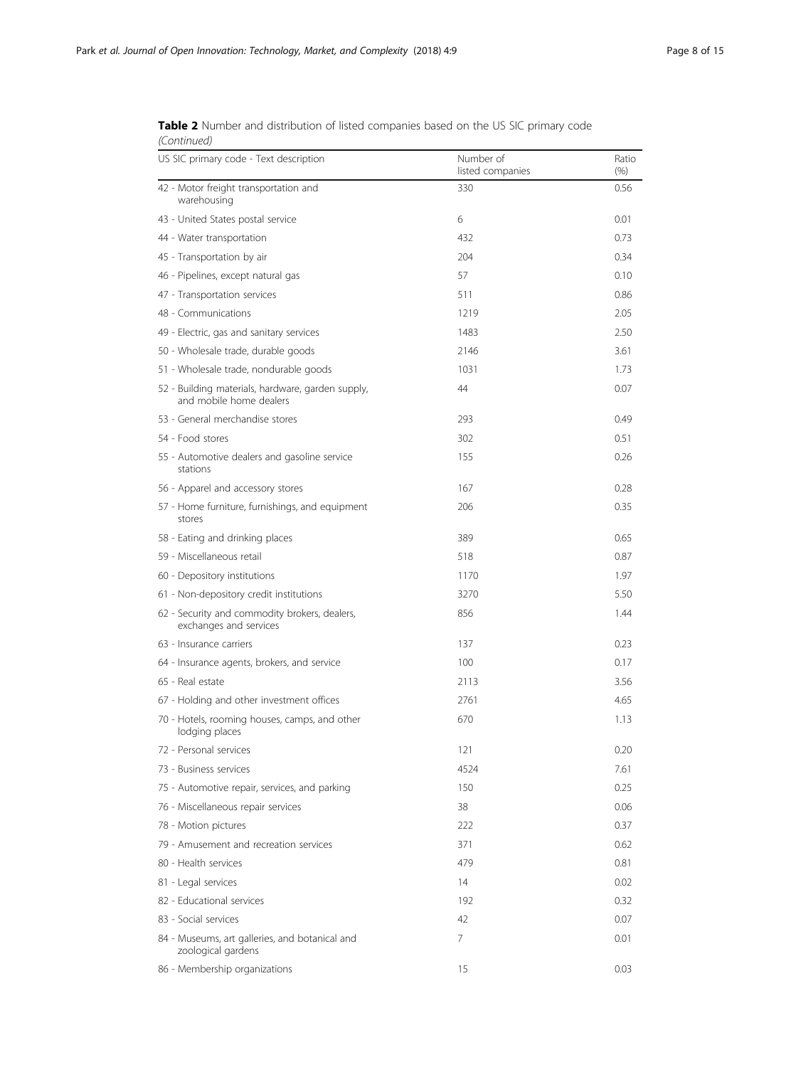**Table 2** Number and distribution of listed companies based on the US SIC primary code *(Continued)*

| US SIC primary code - Text description | Number of listed companies | Ratio (%) |
| --- | --- | --- |
| 42 - Motor freight transportation and warehousing | 330 | 0.56 |
| 43 - United States postal service | 6 | 0.01 |
| 44 - Water transportation | 432 | 0.73 |
| 45 - Transportation by air | 204 | 0.34 |
| 46 - Pipelines, except natural gas | 57 | 0.10 |
| 47 - Transportation services | 511 | 0.86 |
| 48 - Communications | 1219 | 2.05 |
| 49 - Electric, gas and sanitary services | 1483 | 2.50 |
| 50 - Wholesale trade, durable goods | 2146 | 3.61 |
| 51 - Wholesale trade, nondurable goods | 1031 | 1.73 |
| 52 - Building materials, hardware, garden supply, and mobile home dealers | 44 | 0.07 |
| 53 - General merchandise stores | 293 | 0.49 |
| 54 - Food stores | 302 | 0.51 |
| 55 - Automotive dealers and gasoline service stations | 155 | 0.26 |
| 56 - Apparel and accessory stores | 167 | 0.28 |
| 57 - Home furniture, furnishings, and equipment stores | 206 | 0.35 |
| 58 - Eating and drinking places | 389 | 0.65 |
| 59 - Miscellaneous retail | 518 | 0.87 |
| 60 - Depository institutions | 1170 | 1.97 |
| 61 - Non-depository credit institutions | 3270 | 5.50 |
| 62 - Security and commodity brokers, dealers, exchanges and services | 856 | 1.44 |
| 63 - Insurance carriers | 137 | 0.23 |
| 64 - Insurance agents, brokers, and service | 100 | 0.17 |
| 65 - Real estate | 2113 | 3.56 |
| 67 - Holding and other investment offices | 2761 | 4.65 |
| 70 - Hotels, rooming houses, camps, and other lodging places | 670 | 1.13 |
| 72 - Personal services | 121 | 0.20 |
| 73 - Business services | 4524 | 7.61 |
| 75 - Automotive repair, services, and parking | 150 | 0.25 |
| 76 - Miscellaneous repair services | 38 | 0.06 |
| 78 - Motion pictures | 222 | 0.37 |
| 79 - Amusement and recreation services | 371 | 0.62 |
| 80 - Health services | 479 | 0.81 |
| 81 - Legal services | 14 | 0.02 |
| 82 - Educational services | 192 | 0.32 |
| 83 - Social services | 42 | 0.07 |
| 84 - Museums, art galleries, and botanical and zoological gardens | 7 | 0.01 |
| 86 - Membership organizations | 15 | 0.03 |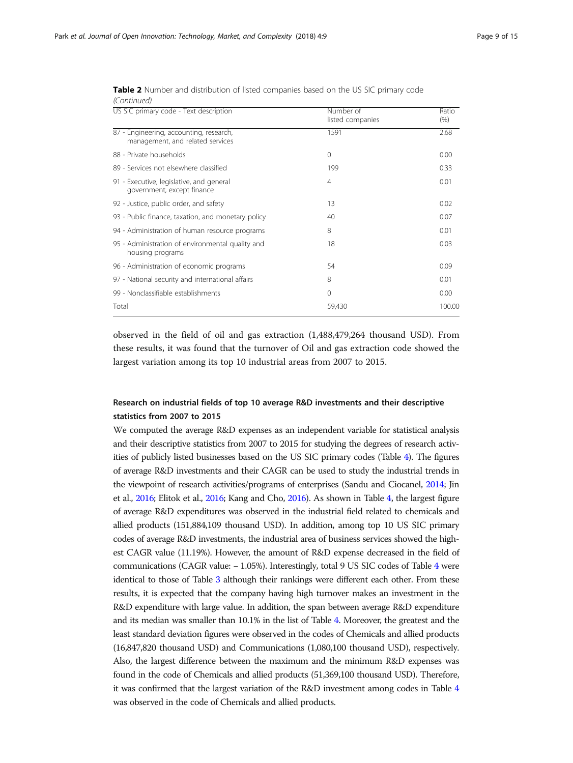**Table 2** Number and distribution of listed companies based on the US SIC primary code *(Continued)*

| US SIC primary code - Text description | Number of listed companies | Ratio (%) |
|---|---|---|
| 87 - Engineering, accounting, research, management, and related services | 1591 | 2.68 |
| 88 - Private households | 0 | 0.00 |
| 89 - Services not elsewhere classified | 199 | 0.33 |
| 91 - Executive, legislative, and general government, except finance | 4 | 0.01 |
| 92 - Justice, public order, and safety | 13 | 0.02 |
| 93 - Public finance, taxation, and monetary policy | 40 | 0.07 |
| 94 - Administration of human resource programs | 8 | 0.01 |
| 95 - Administration of environmental quality and housing programs | 18 | 0.03 |
| 96 - Administration of economic programs | 54 | 0.09 |
| 97 - National security and international affairs | 8 | 0.01 |
| 99 - Nonclassifiable establishments | 0 | 0.00 |
| Total | 59,430 | 100.00 |

observed in the field of oil and gas extraction (1,488,479,264 thousand USD). From these results, it was found that the turnover of Oil and gas extraction code showed the largest variation among its top 10 industrial areas from 2007 to 2015.

### Research on industrial fields of top 10 average R&D investments and their descriptive statistics from 2007 to 2015

We computed the average R&D expenses as an independent variable for statistical analysis and their descriptive statistics from 2007 to 2015 for studying the degrees of research activities of publicly listed businesses based on the US SIC primary codes (Table 4). The figures of average R&D investments and their CAGR can be used to study the industrial trends in the viewpoint of research activities/programs of enterprises (Sandu and Ciocanel, 2014; Jin et al., 2016; Elitok et al., 2016; Kang and Cho, 2016). As shown in Table 4, the largest figure of average R&D expenditures was observed in the industrial field related to chemicals and allied products (151,884,109 thousand USD). In addition, among top 10 US SIC primary codes of average R&D investments, the industrial area of business services showed the highest CAGR value (11.19%). However, the amount of R&D expense decreased in the field of communications (CAGR value: − 1.05%). Interestingly, total 9 US SIC codes of Table 4 were identical to those of Table 3 although their rankings were different each other. From these results, it is expected that the company having high turnover makes an investment in the R&D expenditure with large value. In addition, the span between average R&D expenditure and its median was smaller than 10.1% in the list of Table 4. Moreover, the greatest and the least standard deviation figures were observed in the codes of Chemicals and allied products (16,847,820 thousand USD) and Communications (1,080,100 thousand USD), respectively. Also, the largest difference between the maximum and the minimum R&D expenses was found in the code of Chemicals and allied products (51,369,100 thousand USD). Therefore, it was confirmed that the largest variation of the R&D investment among codes in Table 4 was observed in the code of Chemicals and allied products.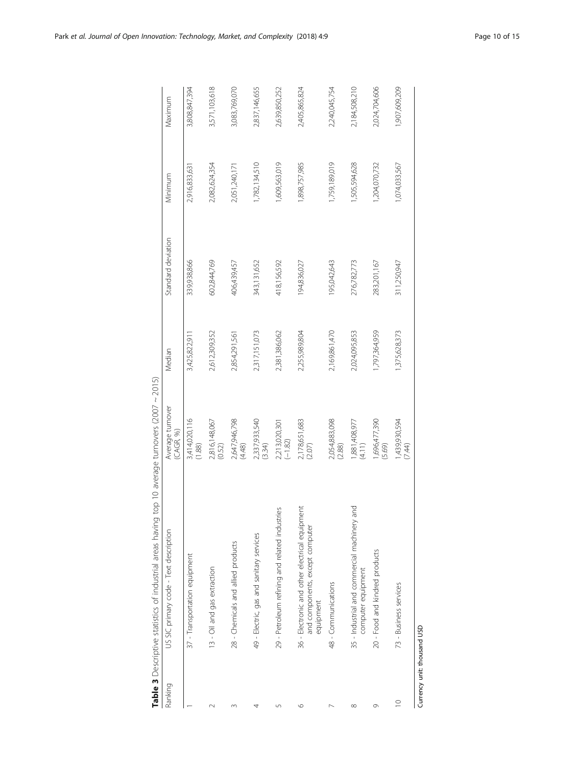**Table 3** Descriptive statistics of industrial areas having top 10 average turnovers (2007 ~ 2015)

| Ranking | US SIC primary code - Text description | Average turnover (CAGR, %) | Median | Standard deviation | Minimum | Maximum |
|---|---|---|---|---|---|---|
| 1 | 37 - Transportation equipment | 3,414,020,116 (1.88) | 3,425,822,911 | 339,938,866 | 2,916,833,631 | 3,808,847,394 |
| 2 | 13 - Oil and gas extraction | 2,816,148,067 (0.52) | 2,612,309,352 | 602,844,769 | 2,082,624,354 | 3,571,103,618 |
| 3 | 28 - Chemicals and allied products | 2,647,946,798 (4.48) | 2,854,291,561 | 406,439,457 | 2,051,240,171 | 3,083,769,070 |
| 4 | 49 - Electric, gas and sanitary services | 2,337,933,540 (3.34) | 2,317,151,073 | 343,131,652 | 1,782,134,510 | 2,837,146,655 |
| 5 | 29 - Petroleum refining and related industries | 2,213,020,301 (−1.82) | 2,381,386,062 | 418,156,592 | 1,609,563,019 | 2,639,850,252 |
| 6 | 36 - Electronic and other electrical equipment and components, except computer equipment | 2,178,651,683 (2.07) | 2,255,989,804 | 194,836,027 | 1,898,757,985 | 2,405,865,824 |
| 7 | 48 - Communications | 2,054,883,098 (2.88) | 2,169,861,470 | 195,042,643 | 1,759,189,019 | 2,240,045,754 |
| 8 | 35 - Industrial and commercial machinery and computer equipment | 1,881,408,977 (4.11) | 2,024,095,853 | 276,782,773 | 1,505,594,628 | 2,184,508,210 |
| 9 | 20 - Food and kindred products | 1,696,477,390 (5.69) | 1,797,364,959 | 283,201,167 | 1,204,070,732 | 2,024,704,606 |
| 10 | 73 - Business services | 1,439,930,594 (7.44) | 1,375,628,373 | 311,250,947 | 1,074,033,567 | 1,907,609,209 |

Currency unit: thousand USD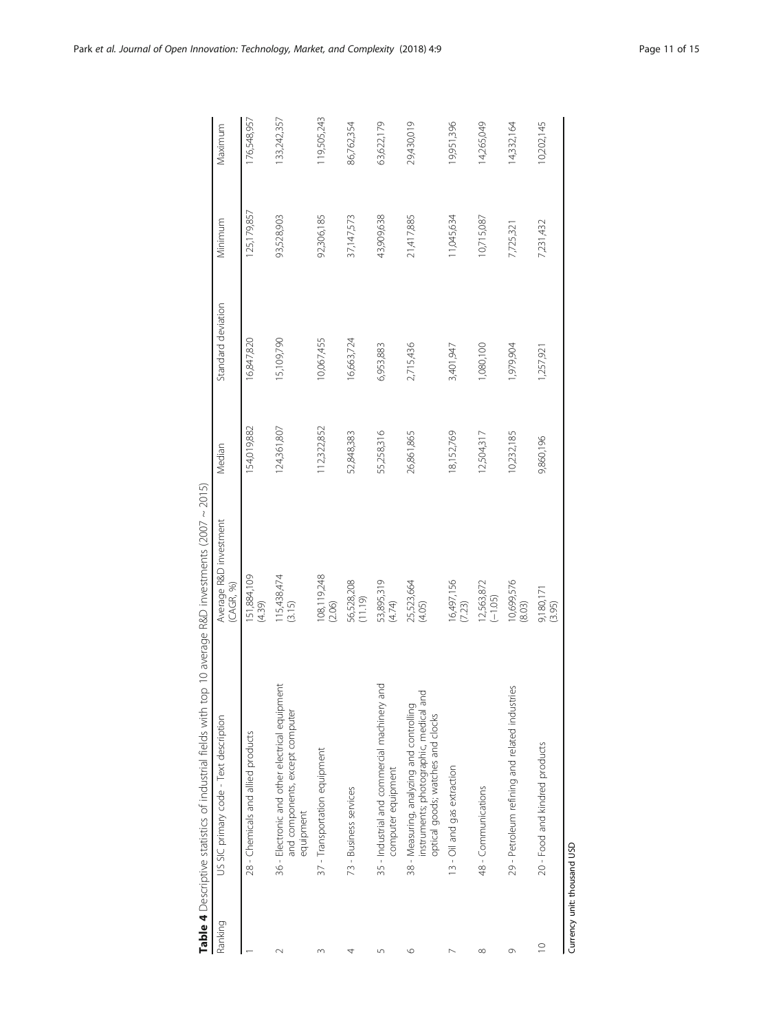**Table 4** Descriptive statistics of industrial fields with top 10 average R&D investments (2007 ~ 2015)

| Ranking | US SIC primary code - Text description | Average R&D investment (CAGR, %) | Median | Standard deviation | Minimum | Maximum |
|---|---|---|---|---|---|---|
| 1 | 28 - Chemicals and allied products | 151,884,109 (4.39) | 154,019,882 | 16,847,820 | 125,179,857 | 176,548,957 |
| 2 | 36 - Electronic and other electrical equipment and components, except computer equipment | 115,438,474 (3.15) | 124,361,807 | 15,109,790 | 93,528,903 | 133,242,357 |
| 3 | 37 - Transportation equipment | 108,119,248 (2.06) | 112,322,852 | 10,067,455 | 92,306,185 | 119,505,243 |
| 4 | 73 - Business services | 56,528,208 (11.19) | 52,848,383 | 16,663,724 | 37,147,573 | 86,762,354 |
| 5 | 35 - Industrial and commercial machinery and computer equipment | 53,895,319 (4.74) | 55,258,316 | 6,953,883 | 43,909,638 | 63,622,179 |
| 6 | 38 - Measuring, analyzing and controlling instruments; photographic, medical and optical goods; watches and clocks | 25,523,664 (4.05) | 26,861,865 | 2,715,436 | 21,417,885 | 29,430,019 |
| 7 | 13 - Oil and gas extraction | 16,497,156 (7.23) | 18,152,769 | 3,401,947 | 11,045,634 | 19,951,396 |
| 8 | 48 - Communications | 12,563,872 (−1.05) | 12,504,317 | 1,080,100 | 10,715,087 | 14,265,049 |
| 9 | 29 - Petroleum refining and related industries | 10,699,576 (8.03) | 10,232,185 | 1,979,904 | 7,725,321 | 14,332,164 |
| 10 | 20 - Food and kindred products | 9,180,171 (3.95) | 9,860,196 | 1,257,921 | 7,231,432 | 10,202,145 |

Currency unit: thousand USD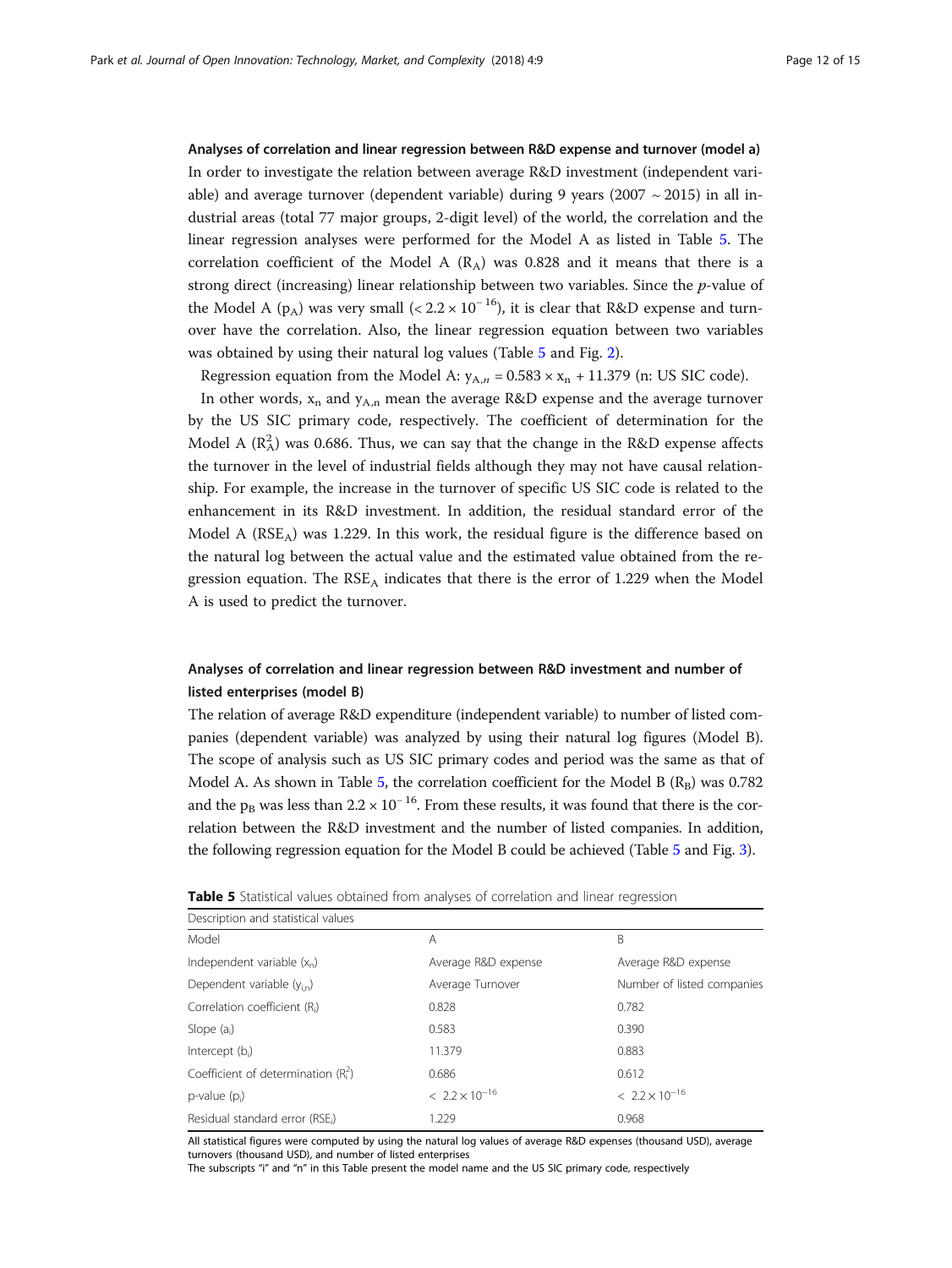### Analyses of correlation and linear regression between R&D expense and turnover (model a)

In order to investigate the relation between average R&D investment (independent variable) and average turnover (dependent variable) during 9 years (2007 ~ 2015) in all industrial areas (total 77 major groups, 2-digit level) of the world, the correlation and the linear regression analyses were performed for the Model A as listed in Table 5. The correlation coefficient of the Model A ($R_A$) was 0.828 and it means that there is a strong direct (increasing) linear relationship between two variables. Since the *p*-value of the Model A ($p_A$) was very small ($< 2.2 \times 10^{-16}$), it is clear that R&D expense and turnover have the correlation. Also, the linear regression equation between two variables was obtained by using their natural log values (Table 5 and Fig. 2).

Regression equation from the Model A: $y_{A,n} = 0.583 \times x_n + 11.379$ (n: US SIC code).

In other words, $x_n$ and $y_{A,n}$ mean the average R&D expense and the average turnover by the US SIC primary code, respectively. The coefficient of determination for the Model A ($R_A^2$) was 0.686. Thus, we can say that the change in the R&D expense affects the turnover in the level of industrial fields although they may not have causal relationship. For example, the increase in the turnover of specific US SIC code is related to the enhancement in its R&D investment. In addition, the residual standard error of the Model A ($RSE_A$) was 1.229. In this work, the residual figure is the difference based on the natural log between the actual value and the estimated value obtained from the regression equation. The $RSE_A$ indicates that there is the error of 1.229 when the Model A is used to predict the turnover.

### Analyses of correlation and linear regression between R&D investment and number of listed enterprises (model B)

The relation of average R&D expenditure (independent variable) to number of listed companies (dependent variable) was analyzed by using their natural log figures (Model B). The scope of analysis such as US SIC primary codes and period was the same as that of Model A. As shown in Table 5, the correlation coefficient for the Model B ($R_B$) was 0.782 and the $p_B$ was less than $2.2 \times 10^{-16}$. From these results, it was found that there is the correlation between the R&D investment and the number of listed companies. In addition, the following regression equation for the Model B could be achieved (Table 5 and Fig. 3).

**Table 5** Statistical values obtained from analyses of correlation and linear regression

| Description and statistical values | | |
|---|---|---|
| Model | A | B |
| Independent variable ($x_n$) | Average R&D expense | Average R&D expense |
| Dependent variable ($y_{i,n}$) | Average Turnover | Number of listed companies |
| Correlation coefficient ($R_i$) | 0.828 | 0.782 |
| Slope ($a_i$) | 0.583 | 0.390 |
| Intercept ($b_i$) | 11.379 | 0.883 |
| Coefficient of determination ($R_i^2$) | 0.686 | 0.612 |
| p-value ($p_i$) | $< 2.2 \times 10^{-16}$ | $< 2.2 \times 10^{-16}$ |
| Residual standard error ($RSE_i$) | 1.229 | 0.968 |

All statistical figures were computed by using the natural log values of average R&D expenses (thousand USD), average turnovers (thousand USD), and number of listed enterprises

The subscripts "i" and "n" in this Table present the model name and the US SIC primary code, respectively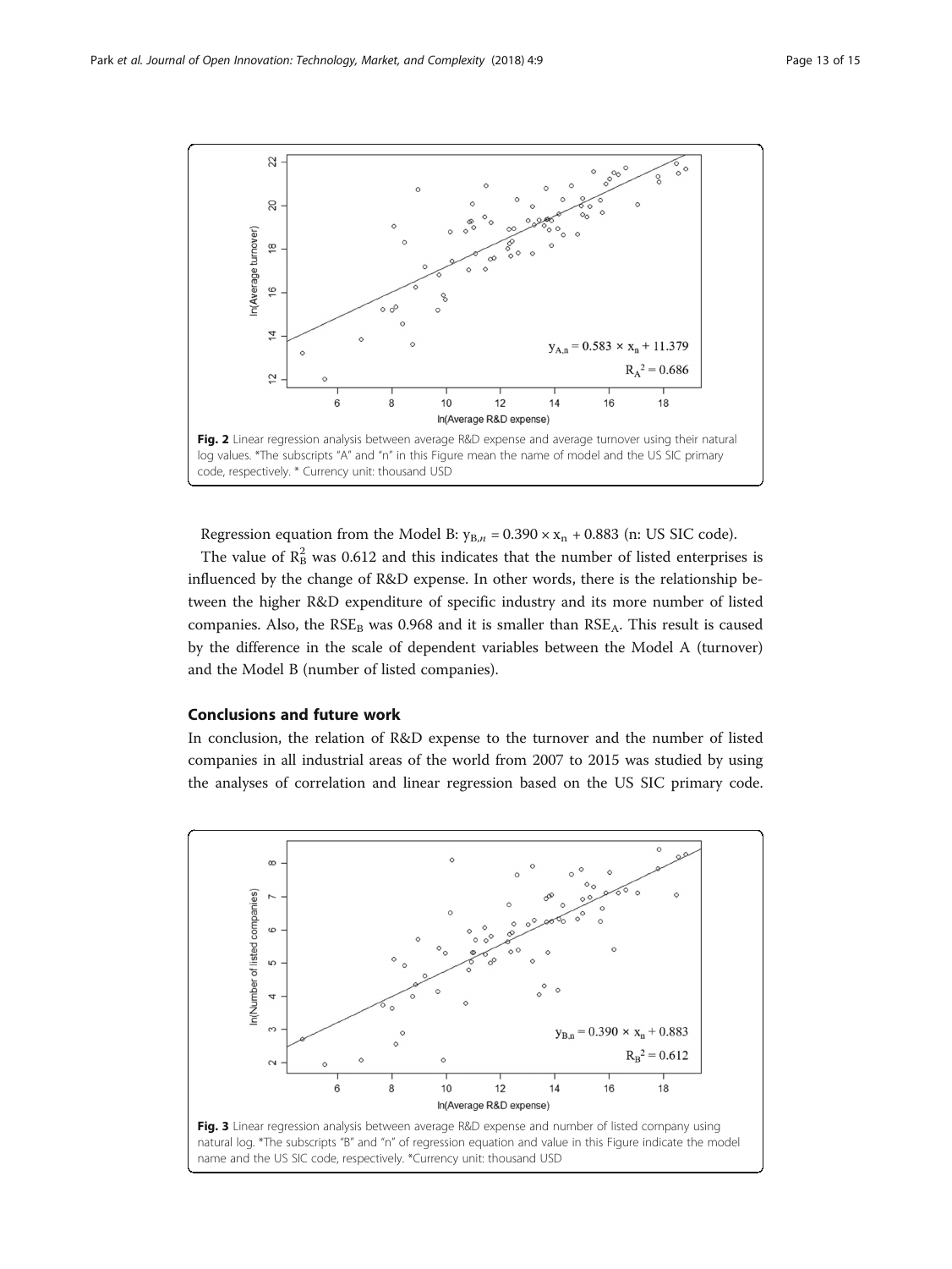Fig. 2 Linear regression analysis between average R&D expense and average turnover using their natural log values. *The subscripts "A" and "n" in this Figure mean the name of model and the US SIC primary code, respectively. * Currency unit: thousand USD

Regression equation from the Model B: $y_{B,n} = 0.390 \times x_n + 0.883$ (n: US SIC code).

The value of $R_B^2$ was 0.612 and this indicates that the number of listed enterprises is influenced by the change of R&D expense. In other words, there is the relationship between the higher R&D expenditure of specific industry and its more number of listed companies. Also, the $RSE_B$ was 0.968 and it is smaller than $RSE_A$. This result is caused by the difference in the scale of dependent variables between the Model A (turnover) and the Model B (number of listed companies).

## Conclusions and future work

In conclusion, the relation of R&D expense to the turnover and the number of listed companies in all industrial areas of the world from 2007 to 2015 was studied by using the analyses of correlation and linear regression based on the US SIC primary code.

Fig. 3 Linear regression analysis between average R&D expense and number of listed company using natural log. *The subscripts "B" and "n" of regression equation and value in this Figure indicate the model name and the US SIC code, respectively. *Currency unit: thousand USD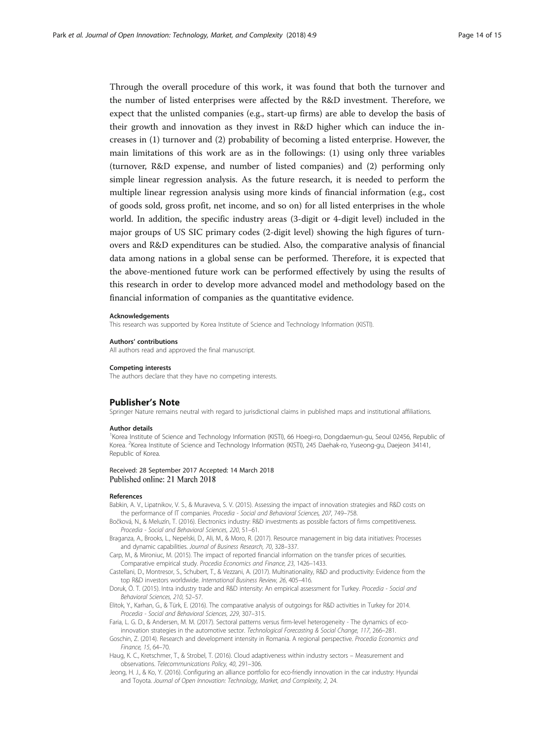Through the overall procedure of this work, it was found that both the turnover and the number of listed enterprises were affected by the R&D investment. Therefore, we expect that the unlisted companies (e.g., start-up firms) are able to develop the basis of their growth and innovation as they invest in R&D higher which can induce the increases in (1) turnover and (2) probability of becoming a listed enterprise. However, the main limitations of this work are as in the followings: (1) using only three variables (turnover, R&D expense, and number of listed companies) and (2) performing only simple linear regression analysis. As the future research, it is needed to perform the multiple linear regression analysis using more kinds of financial information (e.g., cost of goods sold, gross profit, net income, and so on) for all listed enterprises in the whole world. In addition, the specific industry areas (3-digit or 4-digit level) included in the major groups of US SIC primary codes (2-digit level) showing the high figures of turnovers and R&D expenditures can be studied. Also, the comparative analysis of financial data among nations in a global sense can be performed. Therefore, it is expected that the above-mentioned future work can be performed effectively by using the results of this research in order to develop more advanced model and methodology based on the financial information of companies as the quantitative evidence.

#### Acknowledgements
This research was supported by Korea Institute of Science and Technology Information (KISTI).

#### Authors' contributions
All authors read and approved the final manuscript.

#### Competing interests
The authors declare that they have no competing interests.

## Publisher's Note
Springer Nature remains neutral with regard to jurisdictional claims in published maps and institutional affiliations.

#### Author details
[1]Korea Institute of Science and Technology Information (KISTI), 66 Hoegi-ro, Dongdaemun-gu, Seoul 02456, Republic of Korea. [2]Korea Institute of Science and Technology Information (KISTI), 245 Daehak-ro, Yuseong-gu, Daejeon 34141, Republic of Korea.

Received: 28 September 2017 Accepted: 14 March 2018
Published online: 21 March 2018

#### References
Babkin, A. V., Lipatnikov, V. S., & Muraveva, S. V. (2015). Assessing the impact of innovation strategies and R&D costs on the performance of IT companies. *Procedia - Social and Behavioral Sciences, 207*, 749–758.

Bočková, N., & Meluzín, T. (2016). Electronics industry: R&D investments as possible factors of firms competitiveness. *Procedia - Social and Behavioral Sciences, 220*, 51–61.

Braganza, A., Brooks, L., Nepelski, D., Ali, M., & Moro, R. (2017). Resource management in big data initiatives: Processes and dynamic capabilities. *Journal of Business Research, 70*, 328–337.

Carp, M., & Mironiuc, M. (2015). The impact of reported financial information on the transfer prices of securities. Comparative empirical study. *Procedia Economics and Finance, 23*, 1426–1433.

Castellani, D., Montresor, S., Schubert, T., & Vezzani, A. (2017). Multinationality, R&D and productivity: Evidence from the top R&D investors worldwide. *International Business Review, 26*, 405–416.

Doruk, Ö. T. (2015). Intra industry trade and R&D intensity: An empirical assessment for Turkey. *Procedia - Social and Behavioral Sciences, 210*, 52–57.

Elitok, Y., Karhan, G., & Türk, E. (2016). The comparative analysis of outgoings for R&D activities in Turkey for 2014. *Procedia - Social and Behavioral Sciences, 229*, 307–315.

Faria, L. G. D., & Andersen, M. M. (2017). Sectoral patterns versus firm-level heterogeneity - The dynamics of eco-innovation strategies in the automotive sector. *Technological Forecasting & Social Change, 117*, 266–281.

Goschin, Z. (2014). Research and development intensity in Romania. A regional perspective. *Procedia Economics and Finance, 15*, 64–70.

Haug, K. C., Kretschmer, T., & Strobel, T. (2016). Cloud adaptiveness within industry sectors – Measurement and observations. *Telecommunications Policy, 40*, 291–306.

Jeong, H. J., & Ko, Y. (2016). Configuring an alliance portfolio for eco-friendly innovation in the car industry: Hyundai and Toyota. *Journal of Open Innovation: Technology, Market, and Complexity, 2*, 24.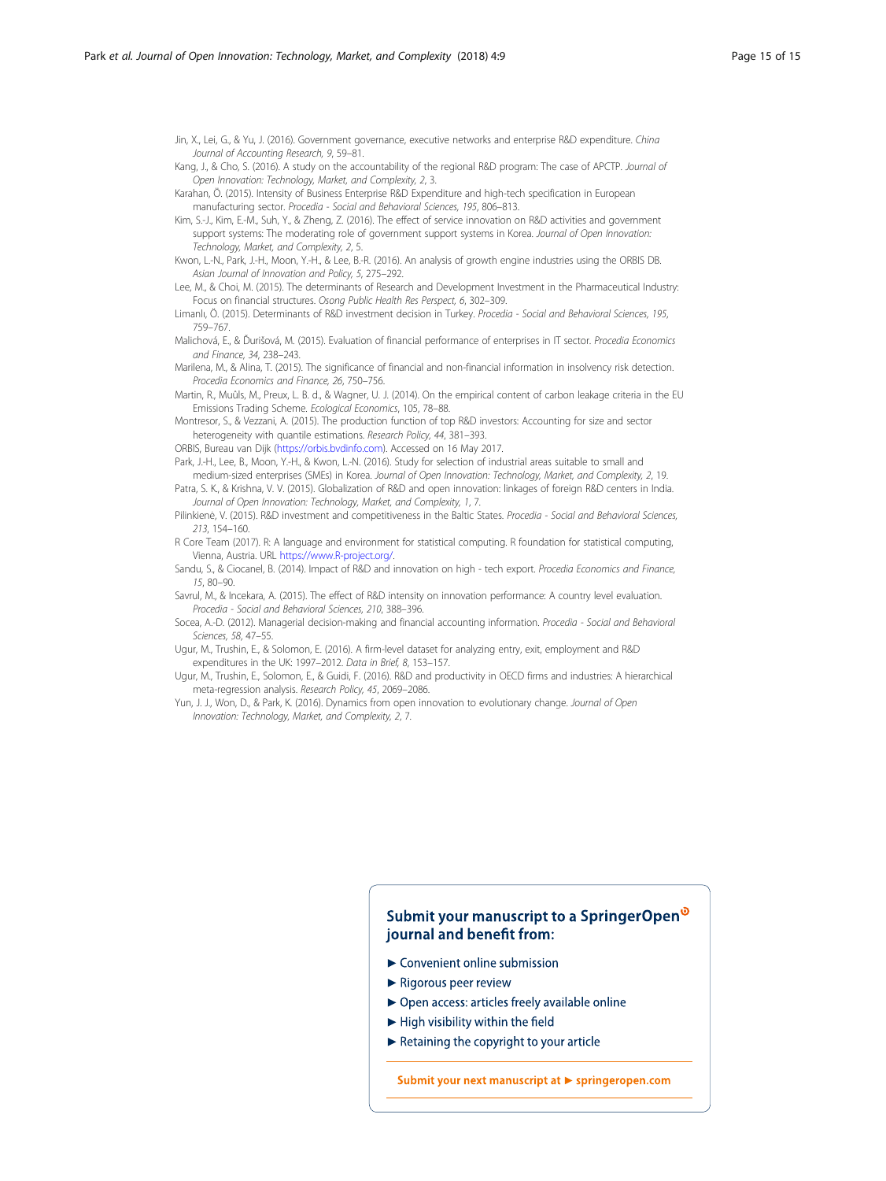Jin, X., Lei, G., & Yu, J. (2016). Government governance, executive networks and enterprise R&D expenditure. *China Journal of Accounting Research, 9*, 59–81.

Kang, J., & Cho, S. (2016). A study on the accountability of the regional R&D program: The case of APCTP. *Journal of Open Innovation: Technology, Market, and Complexity, 2*, 3.

Karahan, Ö. (2015). Intensity of Business Enterprise R&D Expenditure and high-tech specification in European manufacturing sector. *Procedia - Social and Behavioral Sciences, 195*, 806–813.

Kim, S.-J., Kim, E.-M., Suh, Y., & Zheng, Z. (2016). The effect of service innovation on R&D activities and government support systems: The moderating role of government support systems in Korea. *Journal of Open Innovation: Technology, Market, and Complexity, 2*, 5.

Kwon, L.-N., Park, J.-H., Moon, Y.-H., & Lee, B.-R. (2016). An analysis of growth engine industries using the ORBIS DB. *Asian Journal of Innovation and Policy, 5*, 275–292.

Lee, M., & Choi, M. (2015). The determinants of Research and Development Investment in the Pharmaceutical Industry: Focus on financial structures. *Osong Public Health Res Perspect, 6*, 302–309.

Limanlı, Ö. (2015). Determinants of R&D investment decision in Turkey. *Procedia - Social and Behavioral Sciences, 195*, 759–767.

Malichová, E., & Ďurišová, M. (2015). Evaluation of financial performance of enterprises in IT sector. *Procedia Economics and Finance, 34*, 238–243.

Marilena, M., & Alina, T. (2015). The significance of financial and non-financial information in insolvency risk detection. *Procedia Economics and Finance, 26*, 750–756.

Martin, R., Muûls, M., Preux, L. B. d., & Wagner, U. J. (2014). On the empirical content of carbon leakage criteria in the EU Emissions Trading Scheme. *Ecological Economics*, 105, 78–88.

Montresor, S., & Vezzani, A. (2015). The production function of top R&D investors: Accounting for size and sector heterogeneity with quantile estimations. *Research Policy, 44*, 381–393.

ORBIS, Bureau van Dijk (https://orbis.bvdinfo.com). Accessed on 16 May 2017.

Park, J.-H., Lee, B., Moon, Y.-H., & Kwon, L.-N. (2016). Study for selection of industrial areas suitable to small and medium-sized enterprises (SMEs) in Korea. *Journal of Open Innovation: Technology, Market, and Complexity, 2*, 19.

Patra, S. K., & Krishna, V. V. (2015). Globalization of R&D and open innovation: linkages of foreign R&D centers in India. *Journal of Open Innovation: Technology, Market, and Complexity, 1*, 7.

Pilinkienė, V. (2015). R&D investment and competitiveness in the Baltic States. *Procedia - Social and Behavioral Sciences, 213*, 154–160.

R Core Team (2017). R: A language and environment for statistical computing. R foundation for statistical computing, Vienna, Austria. URL https://www.R-project.org/.

Sandu, S., & Ciocanel, B. (2014). Impact of R&D and innovation on high - tech export. *Procedia Economics and Finance, 15*, 80–90.

Savrul, M., & Incekara, A. (2015). The effect of R&D intensity on innovation performance: A country level evaluation. *Procedia - Social and Behavioral Sciences, 210*, 388–396.

Socea, A.-D. (2012). Managerial decision-making and financial accounting information. *Procedia - Social and Behavioral Sciences, 58*, 47–55.

Ugur, M., Trushin, E., & Solomon, E. (2016). A firm-level dataset for analyzing entry, exit, employment and R&D expenditures in the UK: 1997–2012. *Data in Brief, 8*, 153–157.

Ugur, M., Trushin, E., Solomon, E., & Guidi, F. (2016). R&D and productivity in OECD firms and industries: A hierarchical meta-regression analysis. *Research Policy, 45*, 2069–2086.

Yun, J. J., Won, D., & Park, K. (2016). Dynamics from open innovation to evolutionary change. *Journal of Open Innovation: Technology, Market, and Complexity, 2*, 7.

**Submit your manuscript to a SpringerOpen journal and benefit from:**

- ► Convenient online submission
- ► Rigorous peer review
- ► Open access: articles freely available online
- ► High visibility within the field
- ► Retaining the copyright to your article

**Submit your next manuscript at ► springeropen.com**